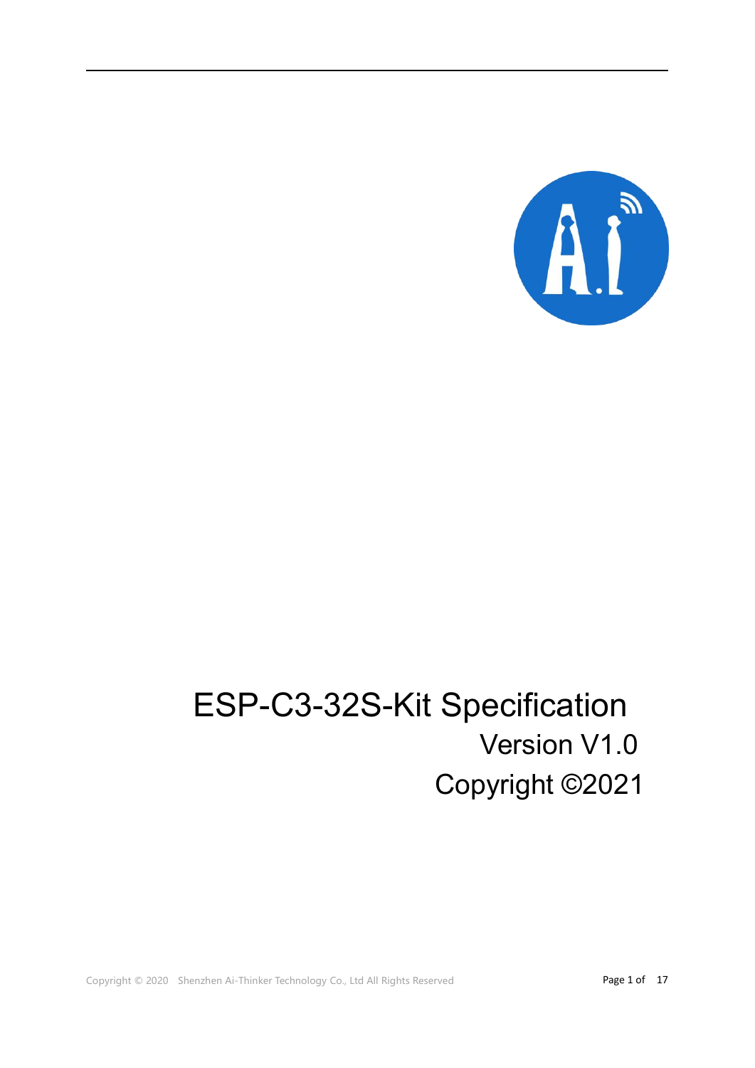# ESP-C3-32S-Kit Specification

Version V1.0

Copyright ©2021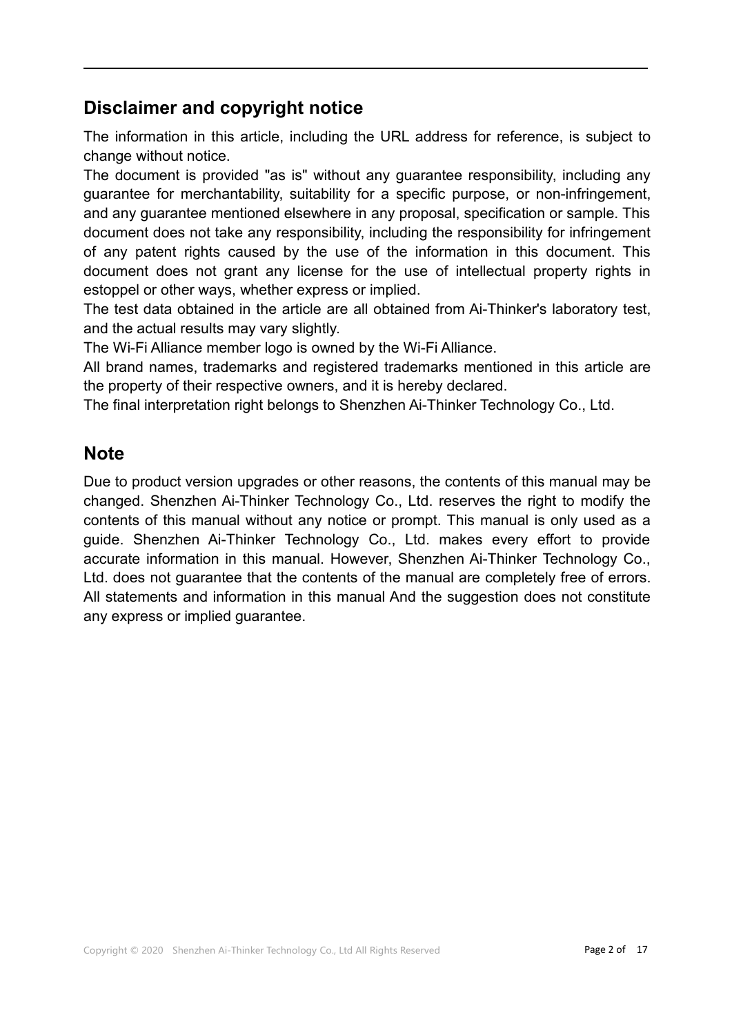## Disclaimer and copyright notice

The information in this article, including the URL address for reference, is subject to change without notice.

The document is provided "as is" without any guarantee responsibility, including any guarantee for merchantability, suitability for a specific purpose, or non-infringement, and any guarantee mentioned elsewhere in any proposal, specification or sample. This document does not take any responsibility, including the responsibility for infringement of any patent rights caused by the use of the information in this document. This document does not grant any license for the use of intellectual property rights in estoppel or other ways, whether express or implied.

The test data obtained in the article are all obtained from Ai-Thinker's laboratory test, and the actual results may vary slightly.

The Wi-Fi Alliance member logo is owned by the Wi-Fi Alliance.

All brand names, trademarks and registered trademarks mentioned in this article are the property of their respective owners, and it is hereby declared.

The final interpretation right belongs to Shenzhen Ai-Thinker Technology Co., Ltd.

## Note

Due to product version upgrades or other reasons, the contents of this manual may be changed. Shenzhen Ai-Thinker Technology Co., Ltd. reserves the right to modify the contents of this manual without any notice or prompt. This manual is only used as a guide. Shenzhen Ai-Thinker Technology Co., Ltd. makes every effort to provide accurate information in this manual. However, Shenzhen Ai-Thinker Technology Co., Ltd. does not guarantee that the contents of the manual are completely free of errors. All statements and information in this manual And the suggestion does not constitute any express or implied guarantee.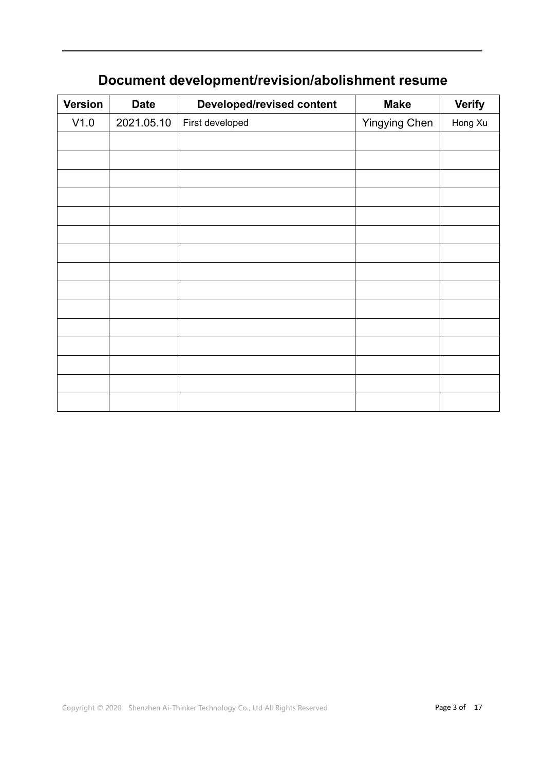# Document development/revision/abolishment resume

| Version | Date | Developed/revised content | Make | Verify |
|---|---|---|---|---|
| V1.0 | 2021.05.10 | First developed | Yingying Chen | Hong Xu |
| | | | | |
| | | | | |
| | | | | |
| | | | | |
| | | | | |
| | | | | |
| | | | | |
| | | | | |
| | | | | |
| | | | | |
| | | | | |
| | | | | |
| | | | | |
| | | | | |
| | | | | |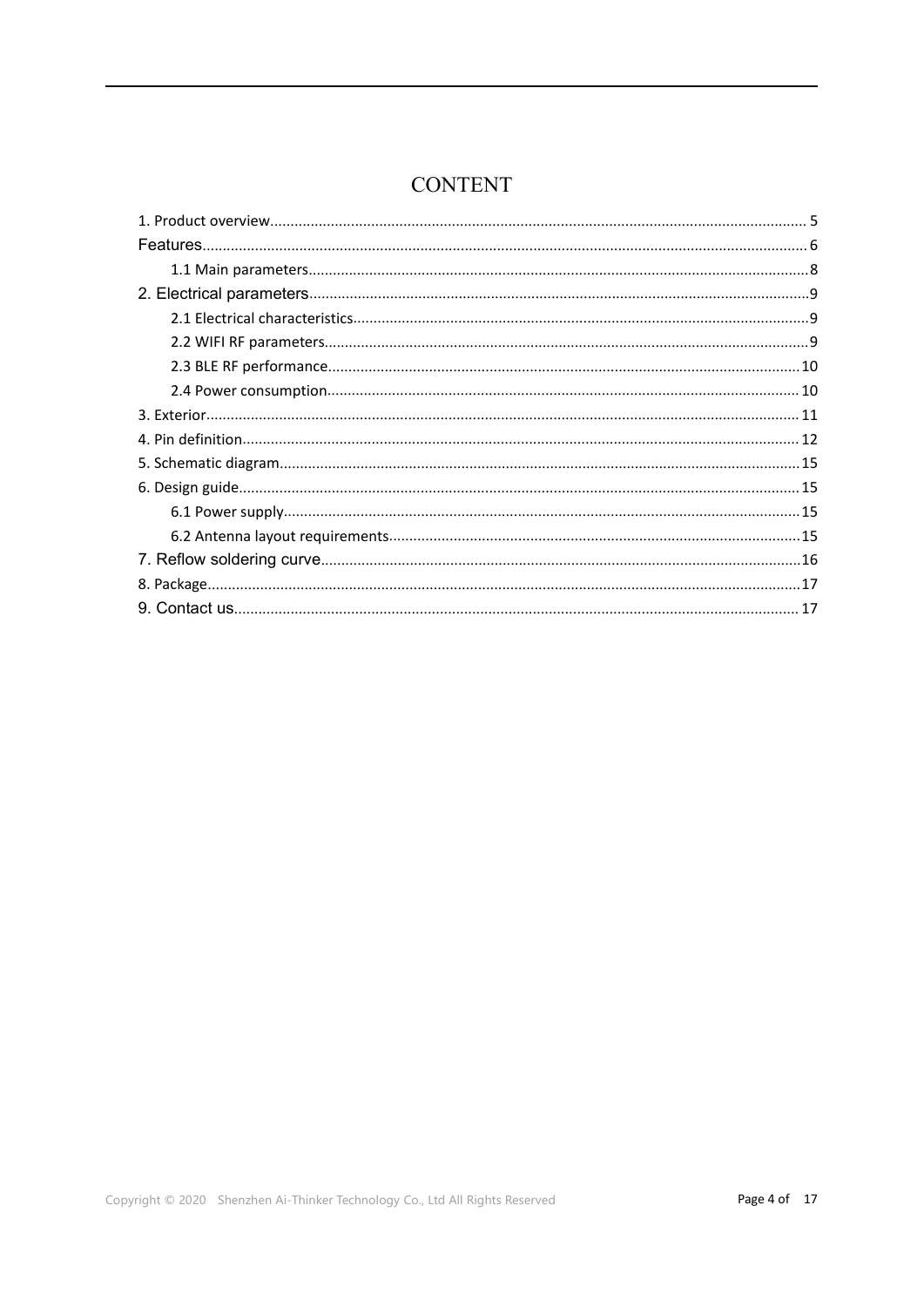# CONTENT

1. Product overview........................................................................................................................... 5

Features........................................................................................................................................... 6

  1.1 Main parameters......................................................................................................................8

2. Electrical parameters.....................................................................................................................9

  2.1 Electrical characteristics.........................................................................................................9

  2.2 WIFI RF parameters................................................................................................................9

  2.3 BLE RF performance.............................................................................................................10

  2.4 Power consumption..............................................................................................................10

3. Exterior......................................................................................................................................... 11

4. Pin definition................................................................................................................................ 12

5. Schematic diagram.......................................................................................................................15

6. Design guide.................................................................................................................................15

  6.1 Power supply........................................................................................................................15

  6.2 Antenna layout requirements...............................................................................................15

7. Reflow soldering curve.................................................................................................................16

8. Package.........................................................................................................................................17

9. Contact us..................................................................................................................................... 17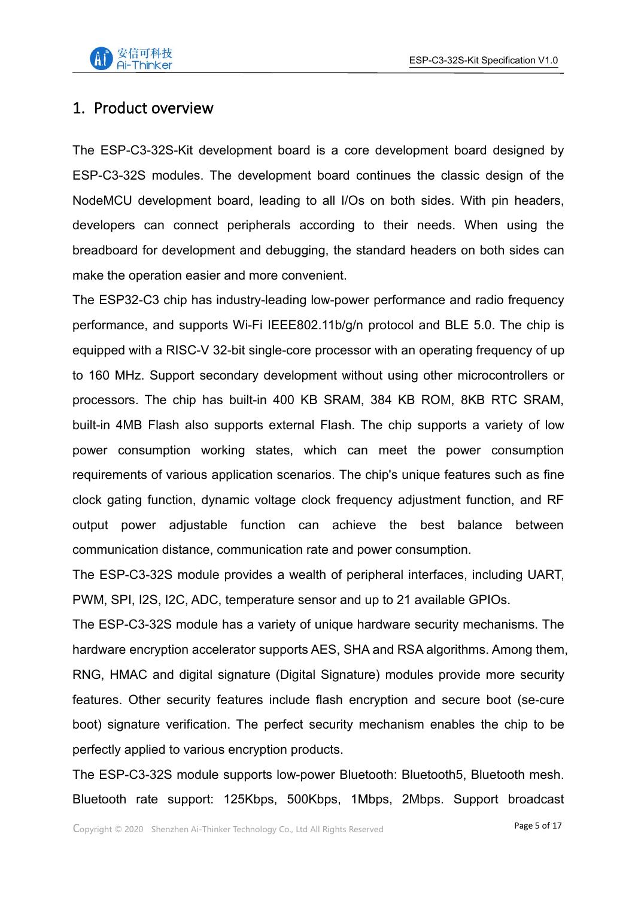# 1. Product overview

The ESP-C3-32S-Kit development board is a core development board designed by ESP-C3-32S modules. The development board continues the classic design of the NodeMCU development board, leading to all I/Os on both sides. With pin headers, developers can connect peripherals according to their needs. When using the breadboard for development and debugging, the standard headers on both sides can make the operation easier and more convenient.

The ESP32-C3 chip has industry-leading low-power performance and radio frequency performance, and supports Wi-Fi IEEE802.11b/g/n protocol and BLE 5.0. The chip is equipped with a RISC-V 32-bit single-core processor with an operating frequency of up to 160 MHz. Support secondary development without using other microcontrollers or processors. The chip has built-in 400 KB SRAM, 384 KB ROM, 8KB RTC SRAM, built-in 4MB Flash also supports external Flash. The chip supports a variety of low power consumption working states, which can meet the power consumption requirements of various application scenarios. The chip's unique features such as fine clock gating function, dynamic voltage clock frequency adjustment function, and RF output power adjustable function can achieve the best balance between communication distance, communication rate and power consumption.

The ESP-C3-32S module provides a wealth of peripheral interfaces, including UART, PWM, SPI, I2S, I2C, ADC, temperature sensor and up to 21 available GPIOs.

The ESP-C3-32S module has a variety of unique hardware security mechanisms. The hardware encryption accelerator supports AES, SHA and RSA algorithms. Among them, RNG, HMAC and digital signature (Digital Signature) modules provide more security features. Other security features include flash encryption and secure boot (se-cure boot) signature verification. The perfect security mechanism enables the chip to be perfectly applied to various encryption products.

The ESP-C3-32S module supports low-power Bluetooth: Bluetooth5, Bluetooth mesh. Bluetooth rate support: 125Kbps, 500Kbps, 1Mbps, 2Mbps. Support broadcast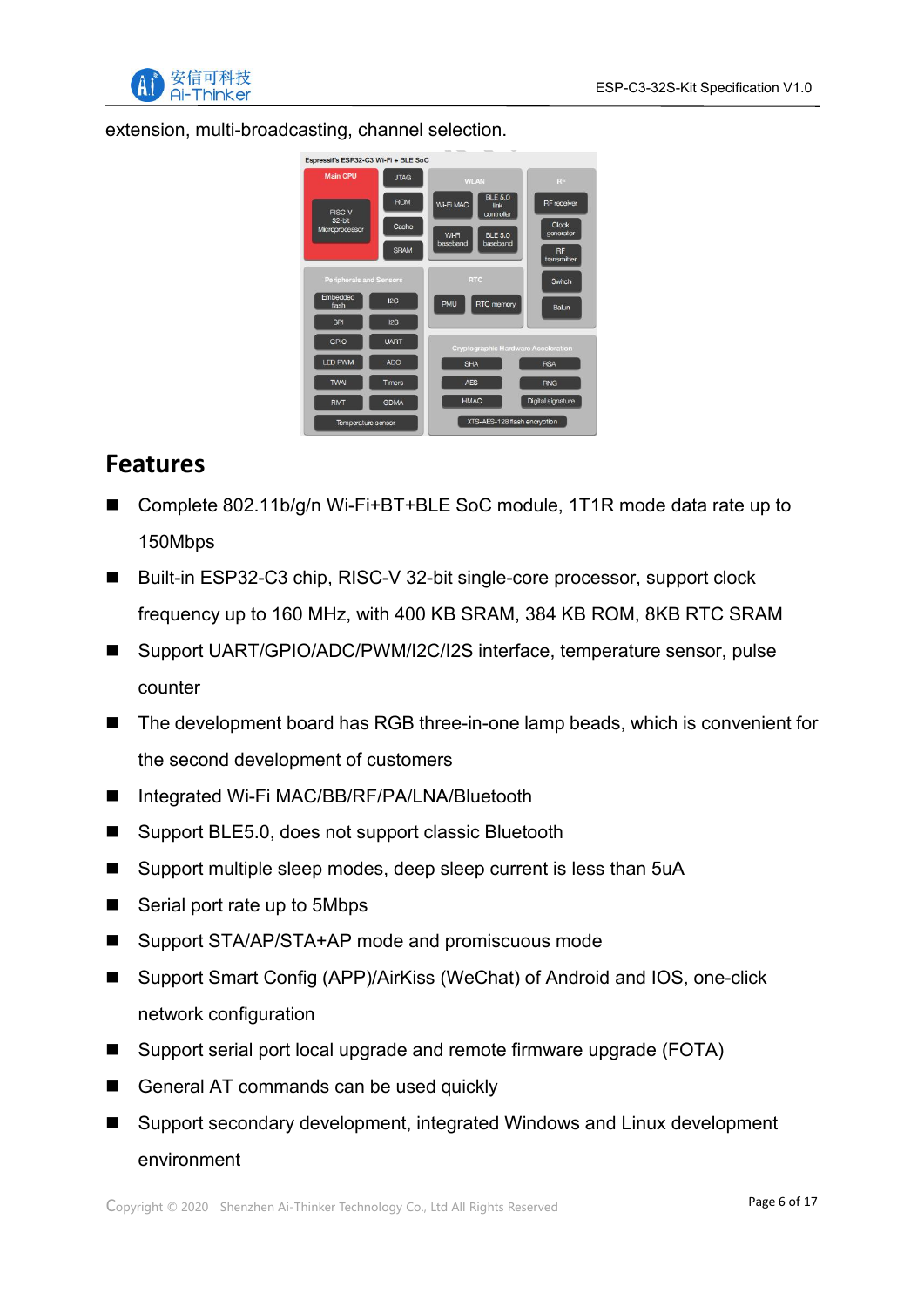extension, multi-broadcasting, channel selection.

## Features

- Complete 802.11b/g/n Wi-Fi+BT+BLE SoC module, 1T1R mode data rate up to 150Mbps
- Built-in ESP32-C3 chip, RISC-V 32-bit single-core processor, support clock frequency up to 160 MHz, with 400 KB SRAM, 384 KB ROM, 8KB RTC SRAM
- Support UART/GPIO/ADC/PWM/I2C/I2S interface, temperature sensor, pulse counter
- The development board has RGB three-in-one lamp beads, which is convenient for the second development of customers
- Integrated Wi-Fi MAC/BB/RF/PA/LNA/Bluetooth
- Support BLE5.0, does not support classic Bluetooth
- Support multiple sleep modes, deep sleep current is less than 5uA
- Serial port rate up to 5Mbps
- Support STA/AP/STA+AP mode and promiscuous mode
- Support Smart Config (APP)/AirKiss (WeChat) of Android and IOS, one-click network configuration
- Support serial port local upgrade and remote firmware upgrade (FOTA)
- General AT commands can be used quickly
- Support secondary development, integrated Windows and Linux development environment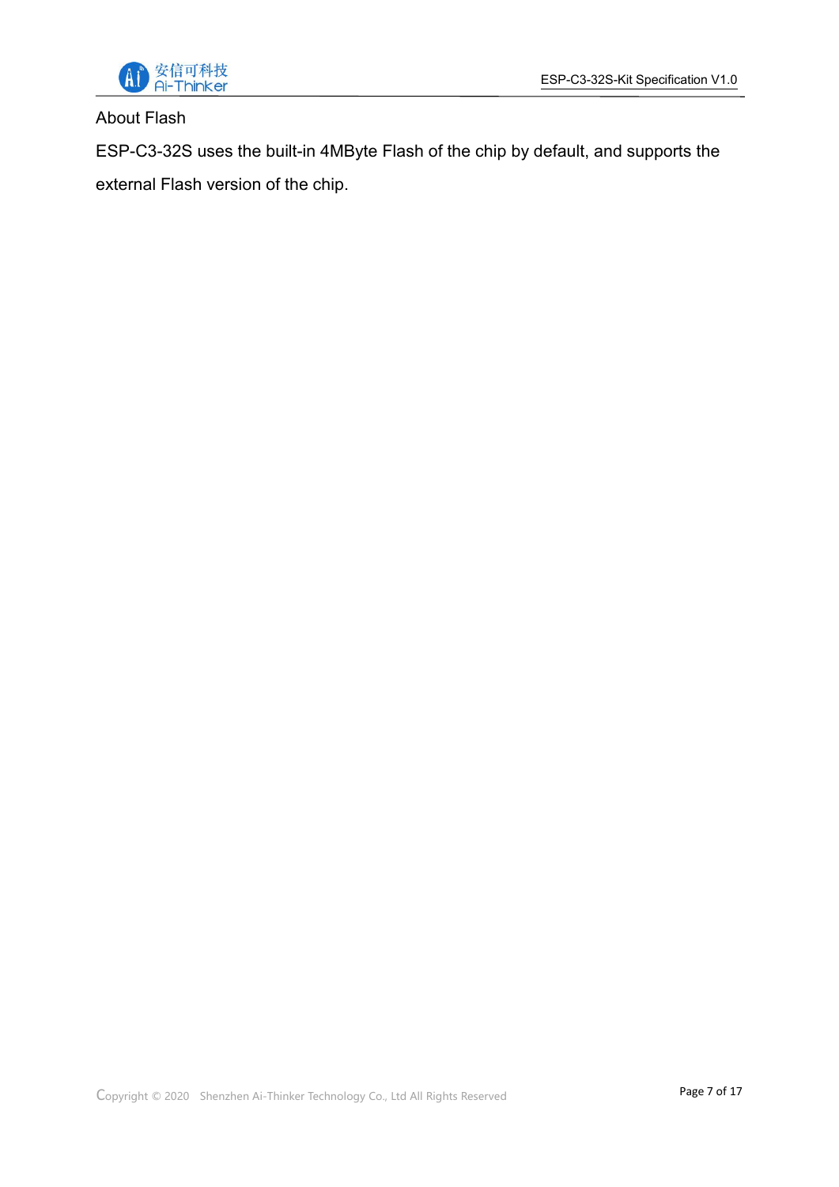About Flash

ESP-C3-32S uses the built-in 4MByte Flash of the chip by default, and supports the external Flash version of the chip.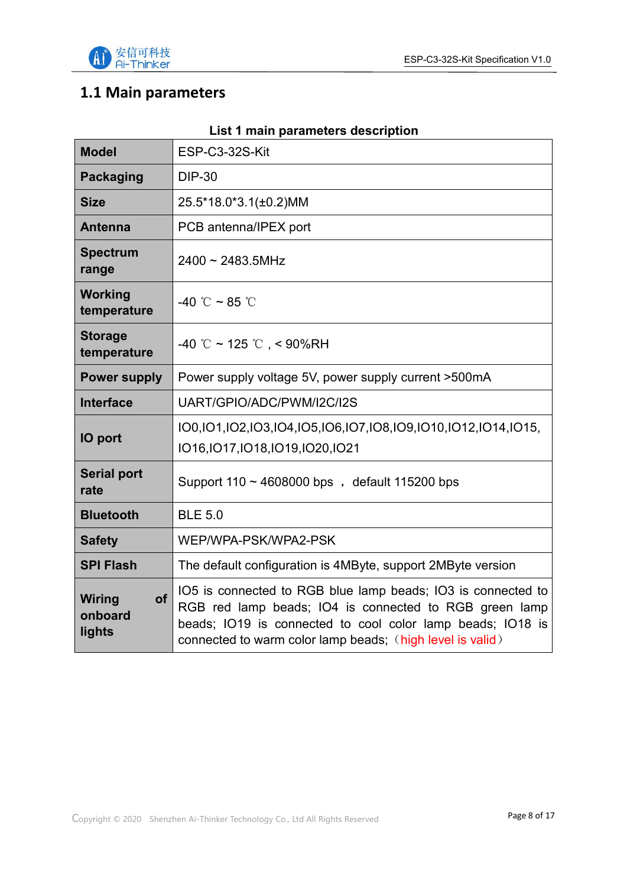## 1.1 Main parameters

List 1 main parameters description

| Model | ESP-C3-32S-Kit |
|---|---|
| Packaging | DIP-30 |
| Size | 25.5*18.0*3.1(±0.2)MM |
| Antenna | PCB antenna/IPEX port |
| Spectrum range | 2400 ~ 2483.5MHz |
| Working temperature | -40 ℃ ~ 85 ℃ |
| Storage temperature | -40 ℃ ~ 125 ℃ , < 90%RH |
| Power supply | Power supply voltage 5V, power supply current >500mA |
| Interface | UART/GPIO/ADC/PWM/I2C/I2S |
| IO port | IO0,IO1,IO2,IO3,IO4,IO5,IO6,IO7,IO8,IO9,IO10,IO12,IO14,IO15, IO16,IO17,IO18,IO19,IO20,IO21 |
| Serial port rate | Support 110 ~ 4608000 bps ， default 115200 bps |
| Bluetooth | BLE 5.0 |
| Safety | WEP/WPA-PSK/WPA2-PSK |
| SPI Flash | The default configuration is 4MByte, support 2MByte version |
| Wiring of onboard lights | IO5 is connected to RGB blue lamp beads; IO3 is connected to RGB red lamp beads; IO4 is connected to RGB green lamp beads; IO19 is connected to cool color lamp beads; IO18 is connected to warm color lamp beads;（high level is valid） |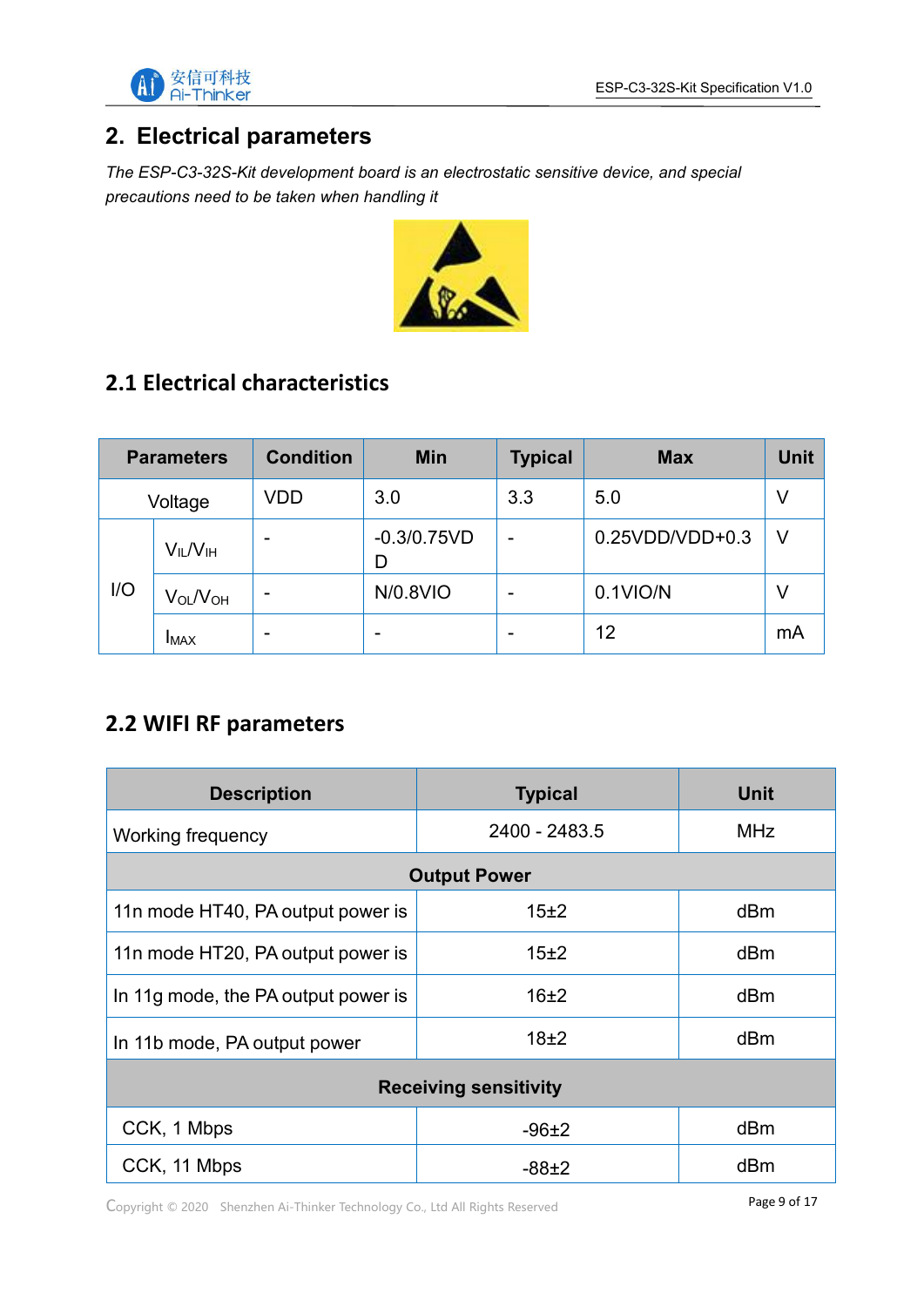## 2. Electrical parameters

*The ESP-C3-32S-Kit development board is an electrostatic sensitive device, and special precautions need to be taken when handling it*

### 2.1 Electrical characteristics

| Parameters | | Condition | Min | Typical | Max | Unit |
|---|---|---|---|---|---|---|
| Voltage | | VDD | 3.0 | 3.3 | 5.0 | V |
| I/O | $V_{IL}/V_{IH}$ | - | -0.3/0.75VDD | - | 0.25VDD/VDD+0.3 | V |
| | $V_{OL}/V_{OH}$ | - | N/0.8VIO | - | 0.1VIO/N | V |
| | $I_{MAX}$ | - | - | - | 12 | mA |

### 2.2 WIFI RF parameters

| Description | Typical | Unit |
|---|---|---|
| Working frequency | 2400 - 2483.5 | MHz |
| **Output Power** | | |
| 11n mode HT40, PA output power is | 15±2 | dBm |
| 11n mode HT20, PA output power is | 15±2 | dBm |
| In 11g mode, the PA output power is | 16±2 | dBm |
| In 11b mode, PA output power | 18±2 | dBm |
| **Receiving sensitivity** | | |
| CCK, 1 Mbps | -96±2 | dBm |
| CCK, 11 Mbps | -88±2 | dBm |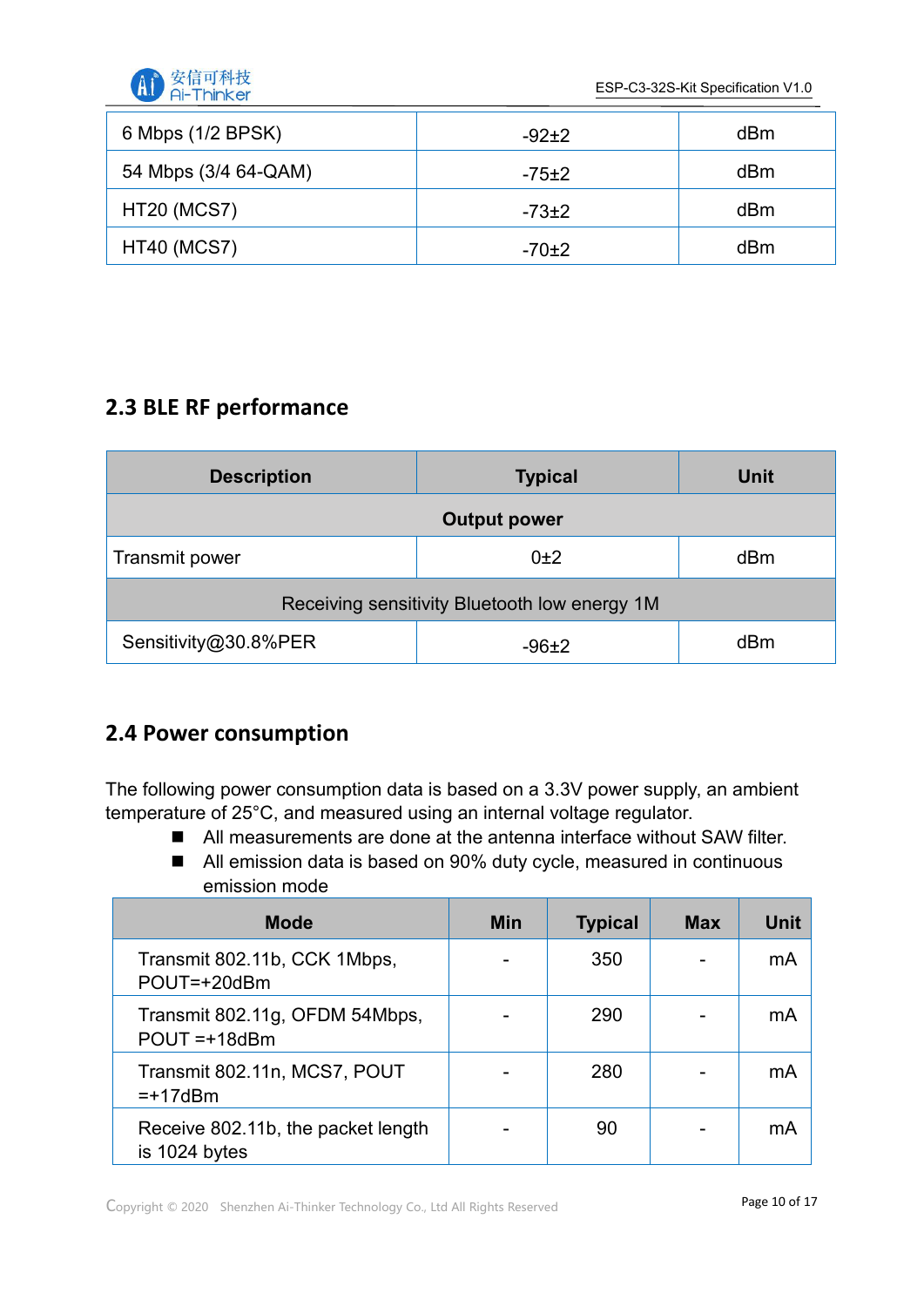| | | |
|---|---|---|
| 6 Mbps (1/2 BPSK) | -92±2 | dBm |
| 54 Mbps (3/4 64-QAM) | -75±2 | dBm |
| HT20 (MCS7) | -73±2 | dBm |
| HT40 (MCS7) | -70±2 | dBm |

## 2.3 BLE RF performance

| Description | Typical | Unit |
|---|---|---|
| **Output power** | | |
| Transmit power | 0±2 | dBm |
| Receiving sensitivity Bluetooth low energy 1M | | |
| Sensitivity@30.8%PER | -96±2 | dBm |

## 2.4 Power consumption

The following power consumption data is based on a 3.3V power supply, an ambient temperature of 25°C, and measured using an internal voltage regulator.

- All measurements are done at the antenna interface without SAW filter.
- All emission data is based on 90% duty cycle, measured in continuous emission mode

| Mode | Min | Typical | Max | Unit |
|---|---|---|---|---|
| Transmit 802.11b, CCK 1Mbps, POUT=+20dBm | - | 350 | - | mA |
| Transmit 802.11g, OFDM 54Mbps, POUT =+18dBm | - | 290 | - | mA |
| Transmit 802.11n, MCS7, POUT =+17dBm | - | 280 | - | mA |
| Receive 802.11b, the packet length is 1024 bytes | - | 90 | - | mA |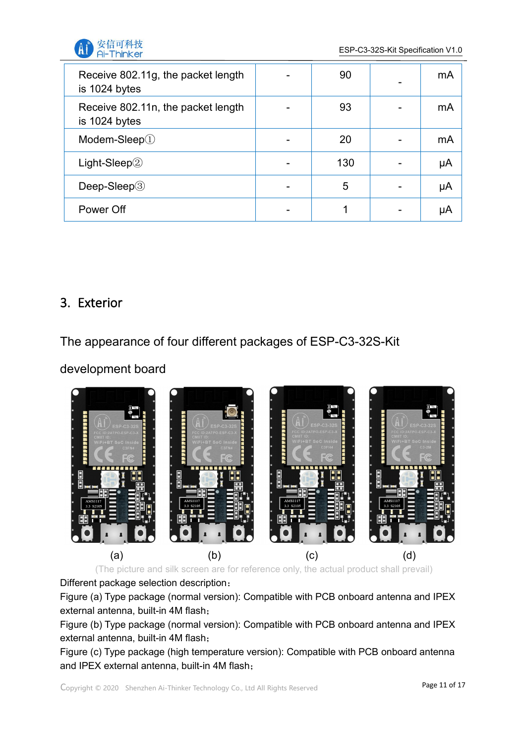| Receive 802.11g, the packet length is 1024 bytes | - | 90 | - | mA |
|---|---|---|---|---|
| Receive 802.11n, the packet length is 1024 bytes | - | 93 | - | mA |
| Modem-Sleep① | - | 20 | - | mA |
| Light-Sleep② | - | 130 | - | μA |
| Deep-Sleep③ | - | 5 | - | μA |
| Power Off | - | 1 | - | μA |

## 3. Exterior

The appearance of four different packages of ESP-C3-32S-Kit development board

(a) (b) (c) (d)

(The picture and silk screen are for reference only, the actual product shall prevail)

Different package selection description：

Figure (a) Type package (normal version): Compatible with PCB onboard antenna and IPEX external antenna, built-in 4M flash；

Figure (b) Type package (normal version): Compatible with PCB onboard antenna and IPEX external antenna, built-in 4M flash；

Figure (c) Type package (high temperature version): Compatible with PCB onboard antenna and IPEX external antenna, built-in 4M flash；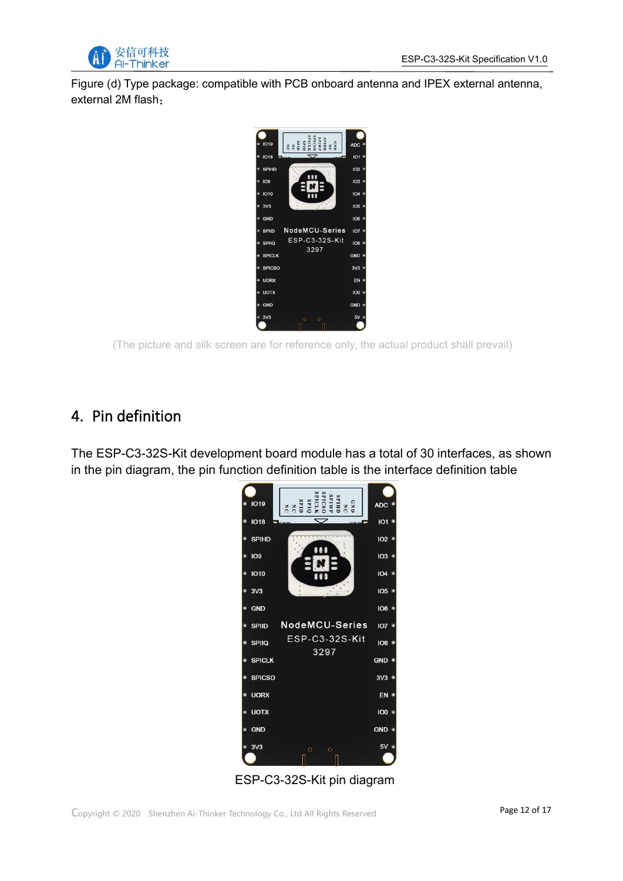Figure (d) Type package: compatible with PCB onboard antenna and IPEX external antenna, external 2M flash；

(The picture and silk screen are for reference only, the actual product shall prevail)

## 4. Pin definition

The ESP-C3-32S-Kit development board module has a total of 30 interfaces, as shown in the pin diagram, the pin function definition table is the interface definition table

ESP-C3-32S-Kit pin diagram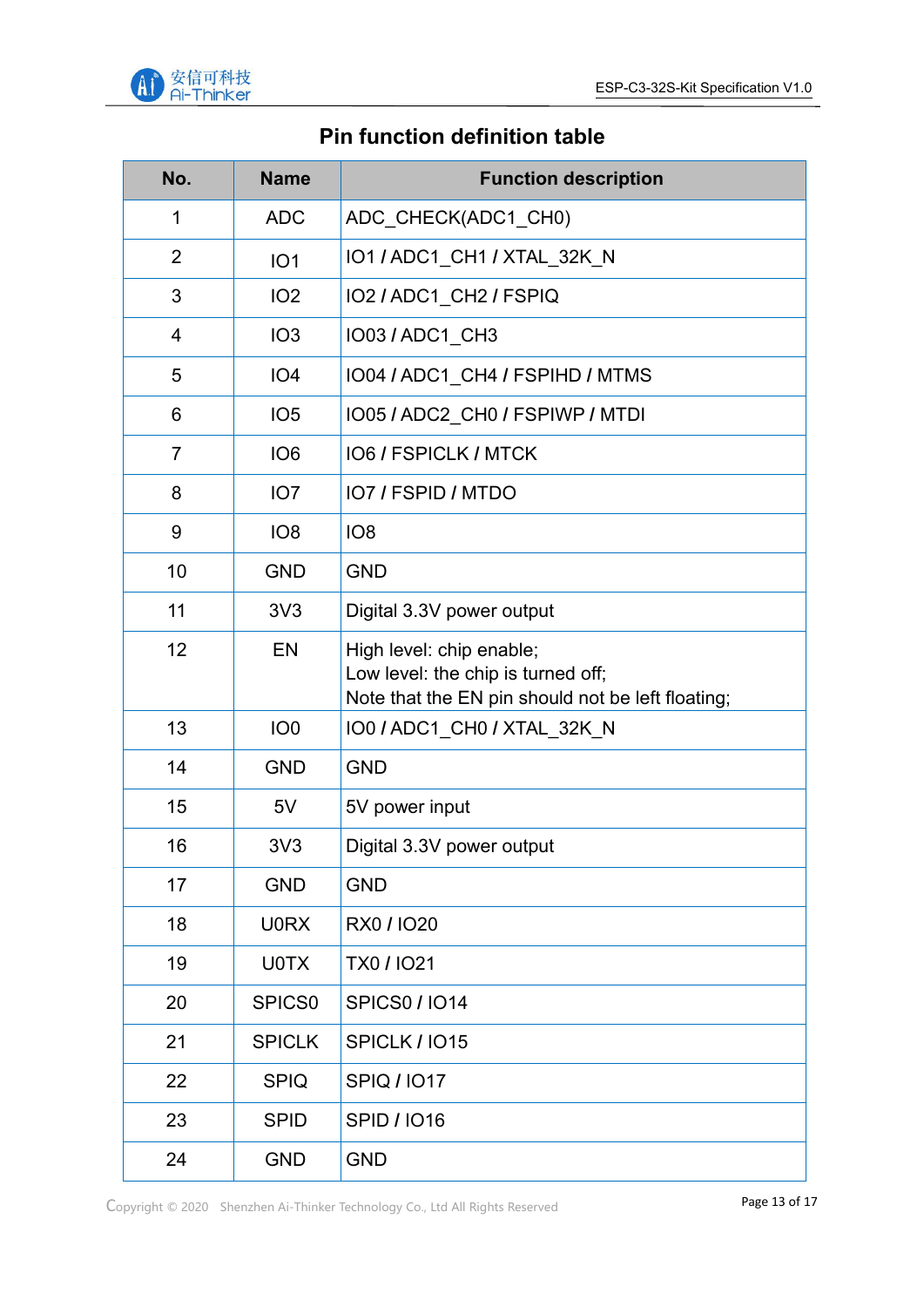## Pin function definition table

| No. | Name | Function description |
|---|---|---|
| 1 | ADC | ADC_CHECK(ADC1_CH0) |
| 2 | IO1 | IO1 / ADC1_CH1 / XTAL_32K_N |
| 3 | IO2 | IO2 / ADC1_CH2 / FSPIQ |
| 4 | IO3 | IO03 / ADC1_CH3 |
| 5 | IO4 | IO04 / ADC1_CH4 / FSPIHD / MTMS |
| 6 | IO5 | IO05 / ADC2_CH0 / FSPIWP / MTDI |
| 7 | IO6 | IO6 / FSPICLK / MTCK |
| 8 | IO7 | IO7 / FSPID / MTDO |
| 9 | IO8 | IO8 |
| 10 | GND | GND |
| 11 | 3V3 | Digital 3.3V power output |
| 12 | EN | High level: chip enable;<br>Low level: the chip is turned off;<br>Note that the EN pin should not be left floating; |
| 13 | IO0 | IO0 / ADC1_CH0 / XTAL_32K_N |
| 14 | GND | GND |
| 15 | 5V | 5V power input |
| 16 | 3V3 | Digital 3.3V power output |
| 17 | GND | GND |
| 18 | U0RX | RX0 / IO20 |
| 19 | U0TX | TX0 / IO21 |
| 20 | SPICS0 | SPICS0 / IO14 |
| 21 | SPICLK | SPICLK / IO15 |
| 22 | SPIQ | SPIQ / IO17 |
| 23 | SPID | SPID / IO16 |
| 24 | GND | GND |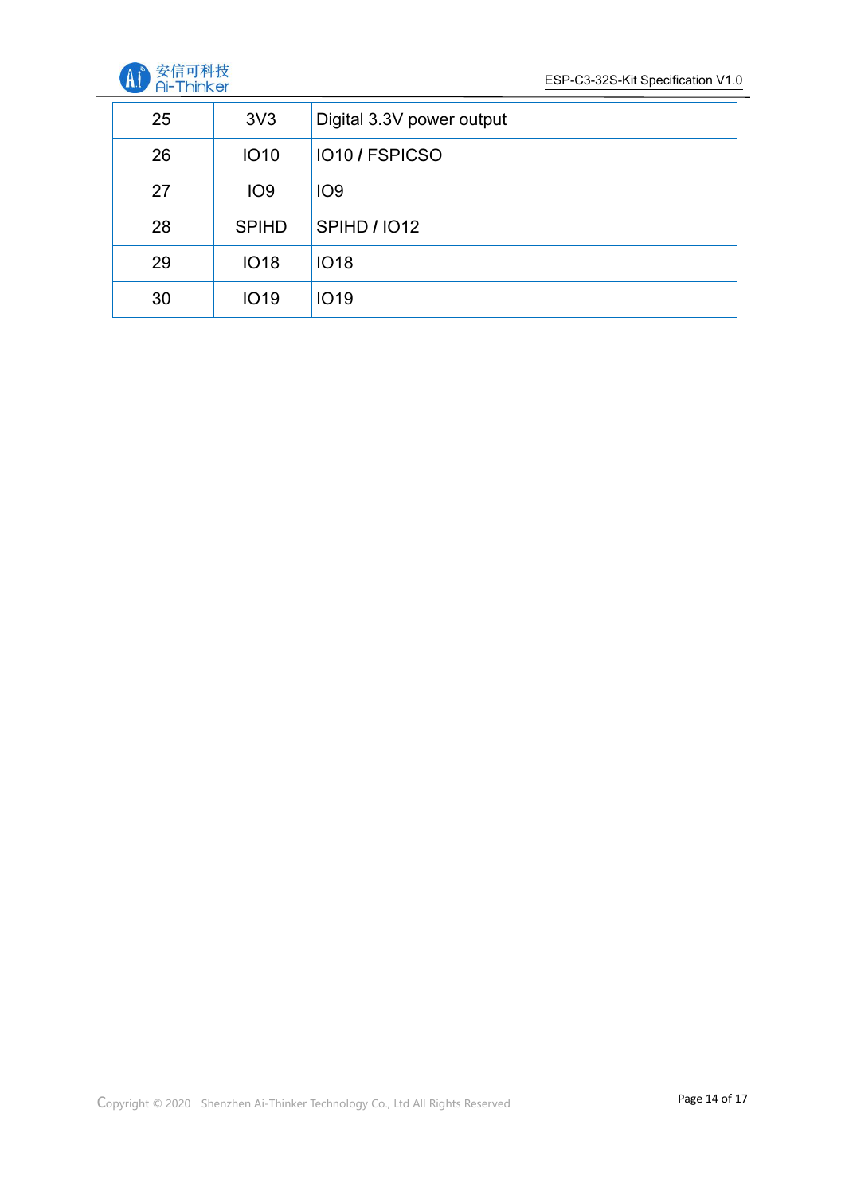| 25 | 3V3 | Digital 3.3V power output |
|---|---|---|
| 26 | IO10 | IO10 / FSPICSO |
| 27 | IO9 | IO9 |
| 28 | SPIHD | SPIHD / IO12 |
| 29 | IO18 | IO18 |
| 30 | IO19 | IO19 |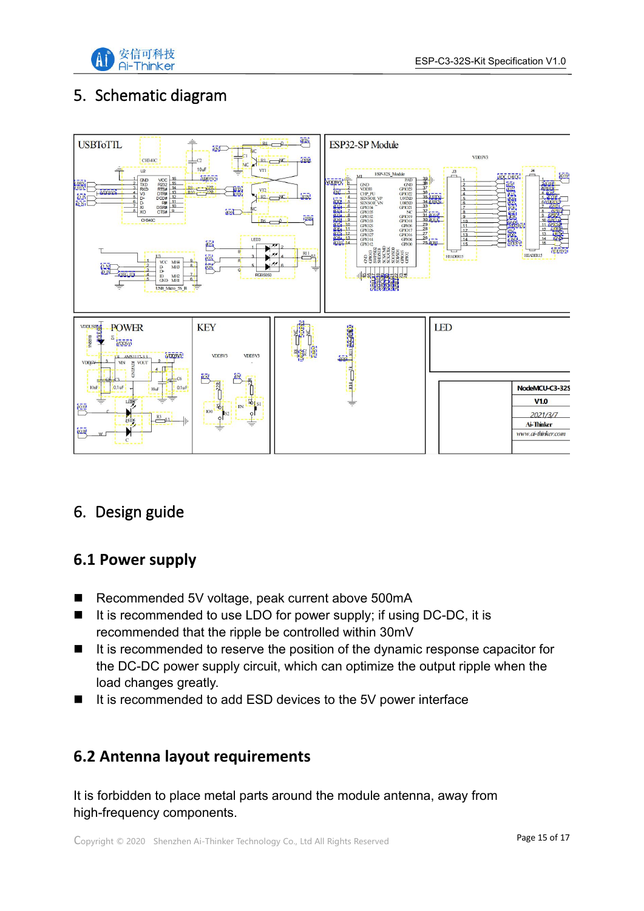## 5. Schematic diagram

## 6. Design guide

### 6.1 Power supply

- Recommended 5V voltage, peak current above 500mA
- It is recommended to use LDO for power supply; if using DC-DC, it is recommended that the ripple be controlled within 30mV
- It is recommended to reserve the position of the dynamic response capacitor for the DC-DC power supply circuit, which can optimize the output ripple when the load changes greatly.
- It is recommended to add ESD devices to the 5V power interface

### 6.2 Antenna layout requirements

It is forbidden to place metal parts around the module antenna, away from high-frequency components.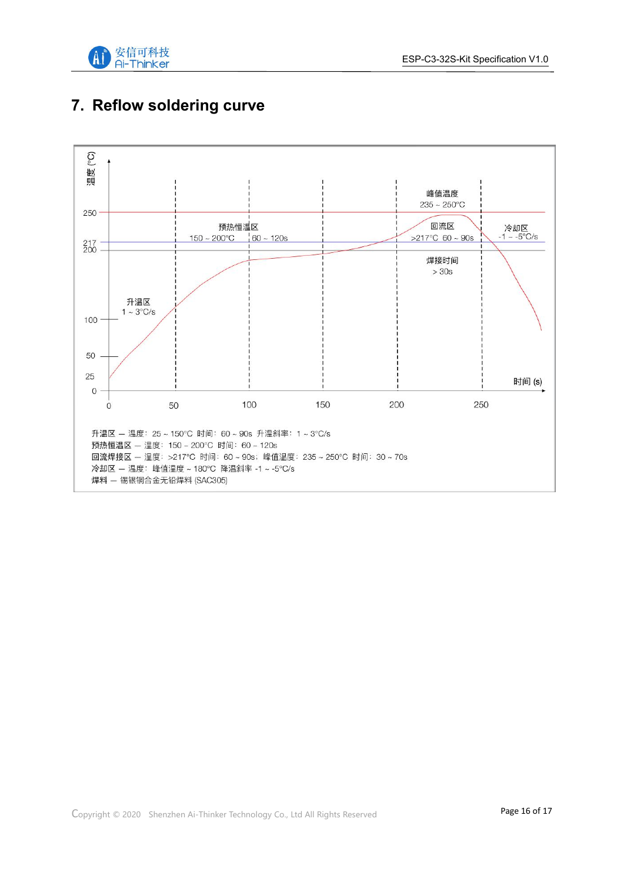# 7. Reflow soldering curve

温度 (°C)

250

217
200

100

50

25

0

0 50 100 150 200 250

时间 (s)

升温区
1 ~ 3°C/s

预热恒温区
150 ~ 200°C | 60 ~ 120s

峰值温度
235 ~ 250°C

回流区
>217°C 60 ~ 90s

焊接时间
> 30s

冷却区
-1 ~ -5°C/s

升温区 — 温度：25 ~ 150°C 时间：60 ~ 90s 升温斜率：1 ~ 3°C/s
预热恒温区 — 温度：150 ~ 200°C 时间：60 ~ 120s
回流焊接区 — 温度：>217°C 时间：60 ~ 90s；峰值温度：235 ~ 250°C 时间：30 ~ 70s
冷却区 — 温度：峰值温度 ~ 180°C 降温斜率 -1 ~ -5°C/s
焊料 — 锡银铜合金无铅焊料 (SAC305)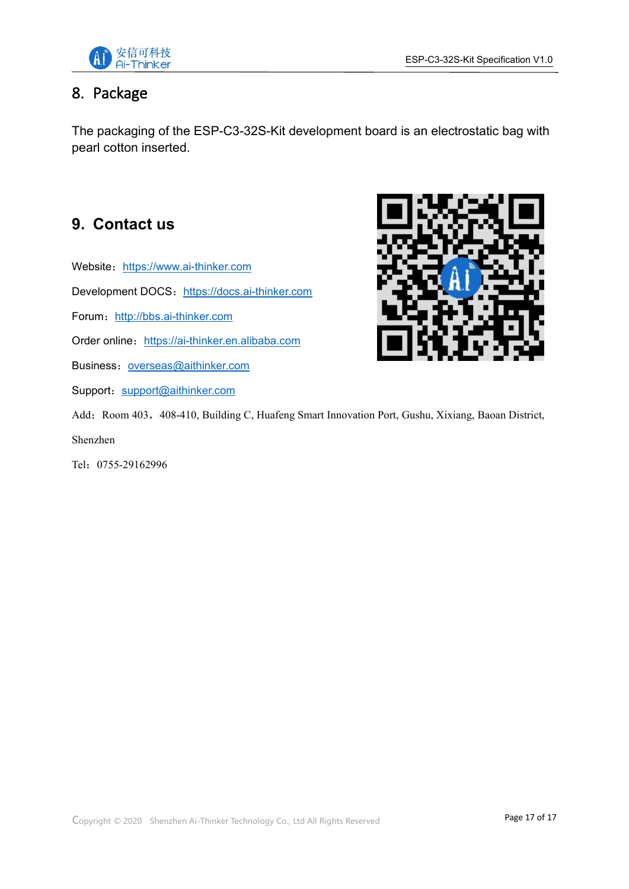## 8. Package

The packaging of the ESP-C3-32S-Kit development board is an electrostatic bag with pearl cotton inserted.

## 9. Contact us

Website：https://www.ai-thinker.com

Development DOCS：https://docs.ai-thinker.com

Forum：http://bbs.ai-thinker.com

Order online：https://ai-thinker.en.alibaba.com

Business：overseas@aithinker.com

Support：support@aithinker.com

Add：Room 403，408-410, Building C, Huafeng Smart Innovation Port, Gushu, Xixiang, Baoan District, Shenzhen

Tel：0755-29162996